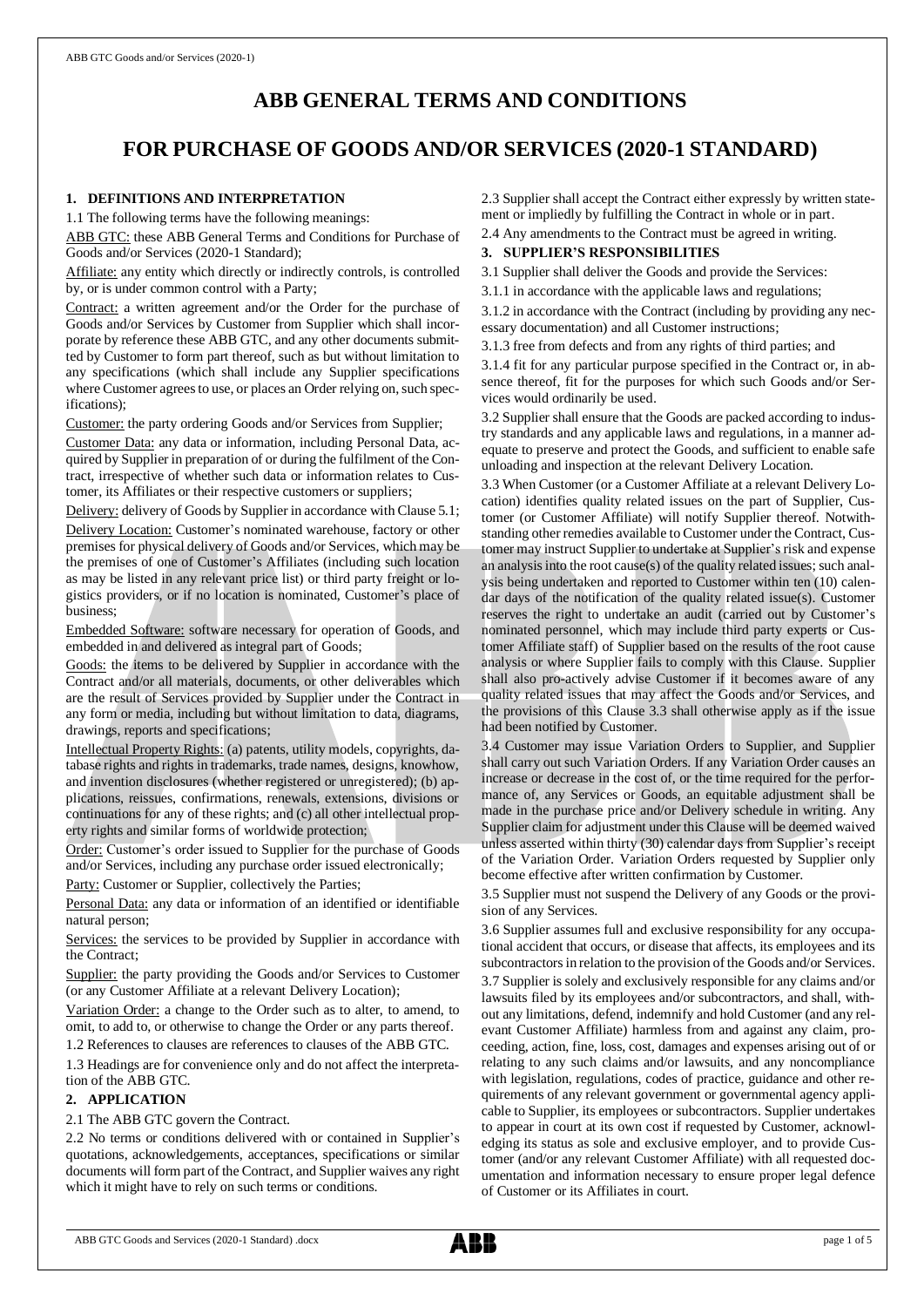# ABB GENERAL TERMS AND CONDITIONS

# FOR PURCHASE OF GOODS AND/OR SERVICES (2020-1 STANDARD)

## 1. DEFINITIONS AND INTERPRETATION

1.1 The following terms have the following meanings:

ABB GTC: these ABB General Terms and Conditions for Purchase of Goods and/or Services (2020-1 Standard);

Affiliate: any entity which directly or indirectly controls, is controlled by, or is under common control with a Party;

Contract: a written agreement and/or the Order for the purchase of Goods and/or Services by Customer from Supplier which shall incorporate by reference these ABB GTC, and any other documents submitted by Customer to form part thereof, such as but without limitation to any specifications (which shall include any Supplier specifications where Customer agrees to use, or places an Order relying on, such specifications);

Customer: the party ordering Goods and/or Services from Supplier;

Customer Data: any data or information, including Personal Data, acquired by Supplier in preparation of or during the fulfilment of the Contract, irrespective of whether such data or information relates to Customer, its Affiliates or their respective customers or suppliers;

Delivery: delivery of Goods by Supplier in accordance with Clause 5.1;

Delivery Location: Customer's nominated warehouse, factory or other premises for physical delivery of Goods and/or Services, which may be the premises of one of Customer's Affiliates (including such location as may be listed in any relevant price list) or third party freight or logistics providers, or if no location is nominated, Customer's place of business;

Embedded Software: software necessary for operation of Goods, and embedded in and delivered as integral part of Goods;

Goods: the items to be delivered by Supplier in accordance with the Contract and/or all materials, documents, or other deliverables which are the result of Services provided by Supplier under the Contract in any form or media, including but without limitation to data, diagrams, drawings, reports and specifications;

Intellectual Property Rights: (a) patents, utility models, copyrights, database rights and rights in trademarks, trade names, designs, knowhow, and invention disclosures (whether registered or unregistered); (b) applications, reissues, confirmations, renewals, extensions, divisions or continuations for any of these rights; and (c) all other intellectual property rights and similar forms of worldwide protection;

Order: Customer's order issued to Supplier for the purchase of Goods and/or Services, including any purchase order issued electronically;

Party: Customer or Supplier, collectively the Parties;

Personal Data: any data or information of an identified or identifiable natural person;

Services: the services to be provided by Supplier in accordance with the Contract;

Supplier: the party providing the Goods and/or Services to Customer (or any Customer Affiliate at a relevant Delivery Location);

Variation Order: a change to the Order such as to alter, to amend, to omit, to add to, or otherwise to change the Order or any parts thereof.

1.2 References to clauses are references to clauses of the ABB GTC.

1.3 Headings are for convenience only and do not affect the interpretation of the ABB GTC.

## 2. APPLICATION

2.1 The ABB GTC govern the Contract.

2.2 No terms or conditions delivered with or contained in Supplier's quotations, acknowledgements, acceptances, specifications or similar documents will form part of the Contract, and Supplier waives any right which it might have to rely on such terms or conditions.

2.3 Supplier shall accept the Contract either expressly by written statement or impliedly by fulfilling the Contract in whole or in part.

2.4 Any amendments to the Contract must be agreed in writing.

## 3. SUPPLIER'S RESPONSIBILITIES

3.1 Supplier shall deliver the Goods and provide the Services:

3.1.1 in accordance with the applicable laws and regulations;

3.1.2 in accordance with the Contract (including by providing any necessary documentation) and all Customer instructions;

3.1.3 free from defects and from any rights of third parties; and

3.1.4 fit for any particular purpose specified in the Contract or, in absence thereof, fit for the purposes for which such Goods and/or Services would ordinarily be used.

3.2 Supplier shall ensure that the Goods are packed according to industry standards and any applicable laws and regulations, in a manner adequate to preserve and protect the Goods, and sufficient to enable safe unloading and inspection at the relevant Delivery Location.

3.3 When Customer (or a Customer Affiliate at a relevant Delivery Location) identifies quality related issues on the part of Supplier, Customer (or Customer Affiliate) will notify Supplier thereof. Notwithstanding other remedies available to Customer under the Contract, Customer may instruct Supplier to undertake at Supplier's risk and expense an analysis into the root cause(s) of the quality related issues; such analysis being undertaken and reported to Customer within ten (10) calendar days of the notification of the quality related issue(s). Customer reserves the right to undertake an audit (carried out by Customer's nominated personnel, which may include third party experts or Customer Affiliate staff) of Supplier based on the results of the root cause analysis or where Supplier fails to comply with this Clause. Supplier shall also pro-actively advise Customer if it becomes aware of any quality related issues that may affect the Goods and/or Services, and the provisions of this Clause 3.3 shall otherwise apply as if the issue had been notified by Customer.

3.4 Customer may issue Variation Orders to Supplier, and Supplier shall carry out such Variation Orders. If any Variation Order causes an increase or decrease in the cost of, or the time required for the performance of, any Services or Goods, an equitable adjustment shall be made in the purchase price and/or Delivery schedule in writing. Any Supplier claim for adjustment under this Clause will be deemed waived unless asserted within thirty (30) calendar days from Supplier's receipt of the Variation Order. Variation Orders requested by Supplier only become effective after written confirmation by Customer.

3.5 Supplier must not suspend the Delivery of any Goods or the provision of any Services.

3.6 Supplier assumes full and exclusive responsibility for any occupational accident that occurs, or disease that affects, its employees and its subcontractors in relation to the provision of the Goods and/or Services.

3.7 Supplier is solely and exclusively responsible for any claims and/or lawsuits filed by its employees and/or subcontractors, and shall, without any limitations, defend, indemnify and hold Customer (and any relevant Customer Affiliate) harmless from and against any claim, proceeding, action, fine, loss, cost, damages and expenses arising out of or relating to any such claims and/or lawsuits, and any noncompliance with legislation, regulations, codes of practice, guidance and other requirements of any relevant government or governmental agency applicable to Supplier, its employees or subcontractors. Supplier undertakes to appear in court at its own cost if requested by Customer, acknowledging its status as sole and exclusive employer, and to provide Customer (and/or any relevant Customer Affiliate) with all requested documentation and information necessary to ensure proper legal defence of Customer or its Affiliates in court.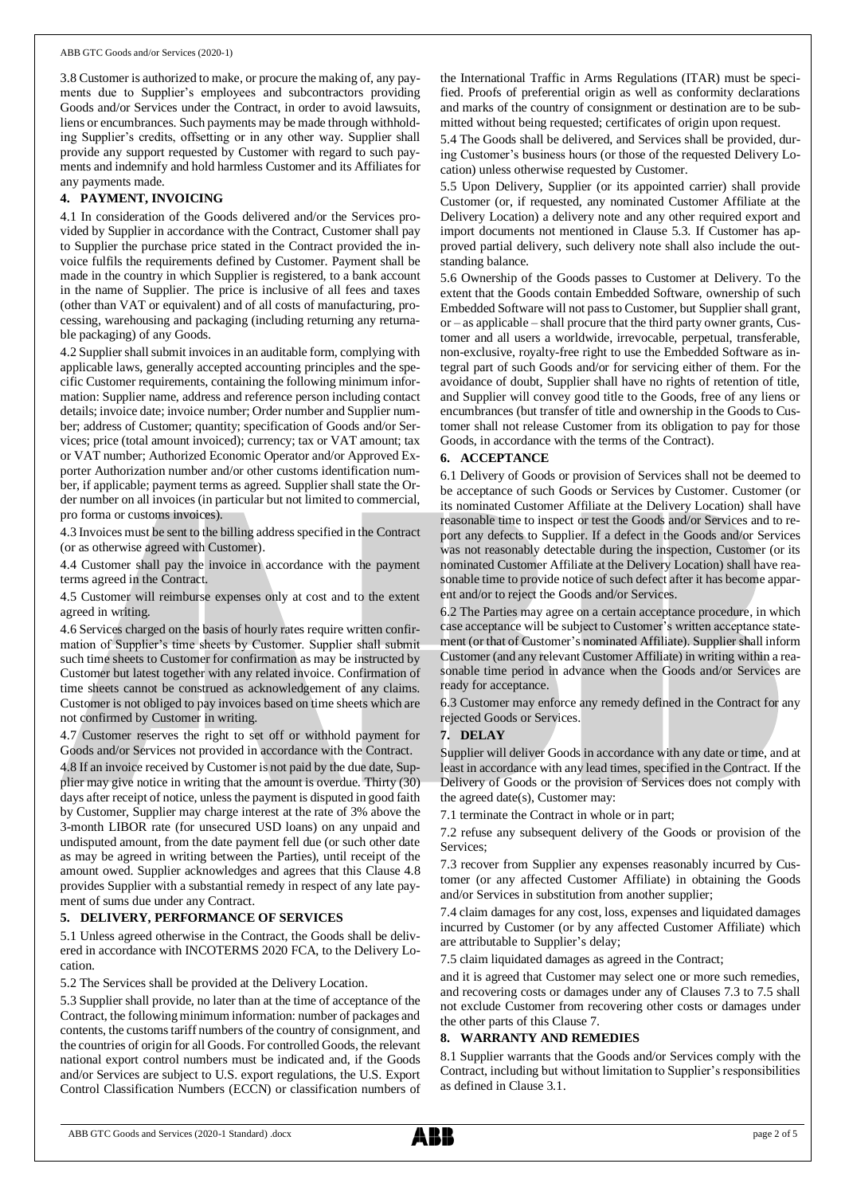3.8 Customer is authorized to make, or procure the making of, any payments due to Supplier's employees and subcontractors providing Goods and/or Services under the Contract, in order to avoid lawsuits, liens or encumbrances. Such payments may be made through withholding Supplier's credits, offsetting or in any other way. Supplier shall provide any support requested by Customer with regard to such payments and indemnify and hold harmless Customer and its Affiliates for any payments made.

## 4. PAYMENT, INVOICING

4.1 In consideration of the Goods delivered and/or the Services provided by Supplier in accordance with the Contract, Customer shall pay to Supplier the purchase price stated in the Contract provided the invoice fulfils the requirements defined by Customer. Payment shall be made in the country in which Supplier is registered, to a bank account in the name of Supplier. The price is inclusive of all fees and taxes (other than VAT or equivalent) and of all costs of manufacturing, processing, warehousing and packaging (including returning any returnable packaging) of any Goods.

4.2 Supplier shall submit invoices in an auditable form, complying with applicable laws, generally accepted accounting principles and the specific Customer requirements, containing the following minimum information: Supplier name, address and reference person including contact details; invoice date; invoice number; Order number and Supplier number; address of Customer; quantity; specification of Goods and/or Services; price (total amount invoiced); currency; tax or VAT amount; tax or VAT number; Authorized Economic Operator and/or Approved Exporter Authorization number and/or other customs identification number, if applicable; payment terms as agreed. Supplier shall state the Order number on all invoices (in particular but not limited to commercial, pro forma or customs invoices).

4.3 Invoices must be sent to the billing address specified in the Contract (or as otherwise agreed with Customer).

4.4 Customer shall pay the invoice in accordance with the payment terms agreed in the Contract.

4.5 Customer will reimburse expenses only at cost and to the extent agreed in writing.

4.6 Services charged on the basis of hourly rates require written confirmation of Supplier's time sheets by Customer. Supplier shall submit such time sheets to Customer for confirmation as may be instructed by Customer but latest together with any related invoice. Confirmation of time sheets cannot be construed as acknowledgement of any claims. Customer is not obliged to pay invoices based on time sheets which are not confirmed by Customer in writing.

4.7 Customer reserves the right to set off or withhold payment for Goods and/or Services not provided in accordance with the Contract.

4.8 If an invoice received by Customer is not paid by the due date, Supplier may give notice in writing that the amount is overdue. Thirty (30) days after receipt of notice, unless the payment is disputed in good faith by Customer, Supplier may charge interest at the rate of 3% above the 3-month LIBOR rate (for unsecured USD loans) on any unpaid and undisputed amount, from the date payment fell due (or such other date as may be agreed in writing between the Parties), until receipt of the amount owed. Supplier acknowledges and agrees that this Clause 4.8 provides Supplier with a substantial remedy in respect of any late payment of sums due under any Contract.

## 5. DELIVERY, PERFORMANCE OF SERVICES

5.1 Unless agreed otherwise in the Contract, the Goods shall be delivered in accordance with INCOTERMS 2020 FCA, to the Delivery Location.

5.2 The Services shall be provided at the Delivery Location.

5.3 Supplier shall provide, no later than at the time of acceptance of the Contract, the following minimum information: number of packages and contents, the customs tariff numbers of the country of consignment, and the countries of origin for all Goods. For controlled Goods, the relevant national export control numbers must be indicated and, if the Goods and/or Services are subject to U.S. export regulations, the U.S. Export Control Classification Numbers (ECCN) or classification numbers of the International Traffic in Arms Regulations (ITAR) must be specified. Proofs of preferential origin as well as conformity declarations and marks of the country of consignment or destination are to be submitted without being requested; certificates of origin upon request.

5.4 The Goods shall be delivered, and Services shall be provided, during Customer's business hours (or those of the requested Delivery Location) unless otherwise requested by Customer.

5.5 Upon Delivery, Supplier (or its appointed carrier) shall provide Customer (or, if requested, any nominated Customer Affiliate at the Delivery Location) a delivery note and any other required export and import documents not mentioned in Clause 5.3. If Customer has approved partial delivery, such delivery note shall also include the outstanding balance.

5.6 Ownership of the Goods passes to Customer at Delivery. To the extent that the Goods contain Embedded Software, ownership of such Embedded Software will not pass to Customer, but Supplier shall grant, or – as applicable – shall procure that the third party owner grants, Customer and all users a worldwide, irrevocable, perpetual, transferable, non-exclusive, royalty-free right to use the Embedded Software as integral part of such Goods and/or for servicing either of them. For the avoidance of doubt, Supplier shall have no rights of retention of title, and Supplier will convey good title to the Goods, free of any liens or encumbrances (but transfer of title and ownership in the Goods to Customer shall not release Customer from its obligation to pay for those Goods, in accordance with the terms of the Contract).

## 6. ACCEPTANCE

6.1 Delivery of Goods or provision of Services shall not be deemed to be acceptance of such Goods or Services by Customer. Customer (or its nominated Customer Affiliate at the Delivery Location) shall have reasonable time to inspect or test the Goods and/or Services and to report any defects to Supplier. If a defect in the Goods and/or Services was not reasonably detectable during the inspection, Customer (or its nominated Customer Affiliate at the Delivery Location) shall have reasonable time to provide notice of such defect after it has become apparent and/or to reject the Goods and/or Services.

6.2 The Parties may agree on a certain acceptance procedure, in which case acceptance will be subject to Customer's written acceptance statement (or that of Customer's nominated Affiliate). Supplier shall inform Customer (and any relevant Customer Affiliate) in writing within a reasonable time period in advance when the Goods and/or Services are ready for acceptance.

6.3 Customer may enforce any remedy defined in the Contract for any rejected Goods or Services.

## 7. DELAY

Supplier will deliver Goods in accordance with any date or time, and at least in accordance with any lead times, specified in the Contract. If the Delivery of Goods or the provision of Services does not comply with the agreed date(s), Customer may:

7.1 terminate the Contract in whole or in part;

7.2 refuse any subsequent delivery of the Goods or provision of the Services;

7.3 recover from Supplier any expenses reasonably incurred by Customer (or any affected Customer Affiliate) in obtaining the Goods and/or Services in substitution from another supplier;

7.4 claim damages for any cost, loss, expenses and liquidated damages incurred by Customer (or by any affected Customer Affiliate) which are attributable to Supplier's delay;

7.5 claim liquidated damages as agreed in the Contract;

and it is agreed that Customer may select one or more such remedies, and recovering costs or damages under any of Clauses 7.3 to 7.5 shall not exclude Customer from recovering other costs or damages under the other parts of this Clause 7.

## 8. WARRANTY AND REMEDIES

8.1 Supplier warrants that the Goods and/or Services comply with the Contract, including but without limitation to Supplier's responsibilities as defined in Clause 3.1.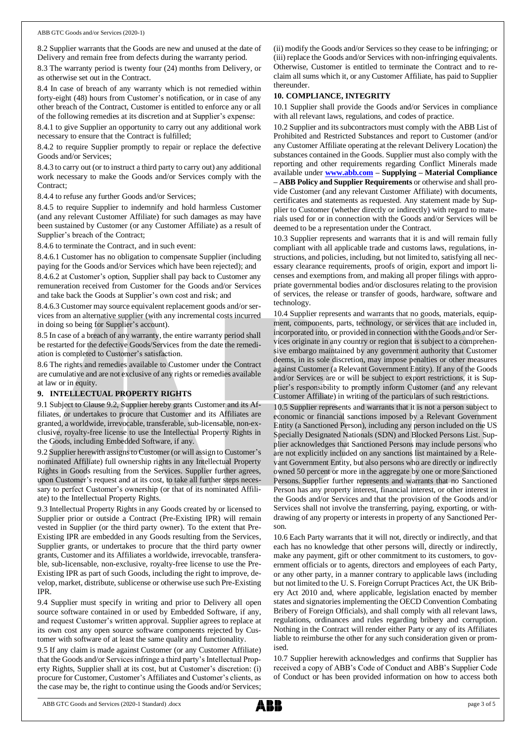8.2 Supplier warrants that the Goods are new and unused at the date of Delivery and remain free from defects during the warranty period.

8.3 The warranty period is twenty four (24) months from Delivery, or as otherwise set out in the Contract.

8.4 In case of breach of any warranty which is not remedied within forty-eight (48) hours from Customer's notification, or in case of any other breach of the Contract, Customer is entitled to enforce any or all of the following remedies at its discretion and at Supplier's expense:

8.4.1 to give Supplier an opportunity to carry out any additional work necessary to ensure that the Contract is fulfilled;

8.4.2 to require Supplier promptly to repair or replace the defective Goods and/or Services;

8.4.3 to carry out (or to instruct a third party to carry out) any additional work necessary to make the Goods and/or Services comply with the Contract;

8.4.4 to refuse any further Goods and/or Services;

8.4.5 to require Supplier to indemnify and hold harmless Customer (and any relevant Customer Affiliate) for such damages as may have been sustained by Customer (or any Customer Affiliate) as a result of Supplier's breach of the Contract;

8.4.6 to terminate the Contract, and in such event:

8.4.6.1 Customer has no obligation to compensate Supplier (including paying for the Goods and/or Services which have been rejected); and

8.4.6.2 at Customer's option, Supplier shall pay back to Customer any remuneration received from Customer for the Goods and/or Services and take back the Goods at Supplier's own cost and risk; and

8.4.6.3 Customer may source equivalent replacement goods and/or services from an alternative supplier (with any incremental costs incurred in doing so being for Supplier's account).

8.5 In case of a breach of any warranty, the entire warranty period shall be restarted for the defective Goods/Services from the date the remediation is completed to Customer's satisfaction.

8.6 The rights and remedies available to Customer under the Contract are cumulative and are not exclusive of any rights or remedies available at law or in equity.

## 9. INTELLECTUAL PROPERTY RIGHTS

9.1 Subject to Clause 9.2, Supplier hereby grants Customer and its Affiliates, or undertakes to procure that Customer and its Affiliates are granted, a worldwide, irrevocable, transferable, sub-licensable, non-exclusive, royalty-free license to use the Intellectual Property Rights in the Goods, including Embedded Software, if any.

9.2 Supplier herewith assigns to Customer (or will assign to Customer's nominated Affiliate) full ownership rights in any Intellectual Property Rights in Goods resulting from the Services. Supplier further agrees, upon Customer's request and at its cost, to take all further steps necessary to perfect Customer's ownership (or that of its nominated Affiliate) to the Intellectual Property Rights.

9.3 Intellectual Property Rights in any Goods created by or licensed to Supplier prior or outside a Contract (Pre-Existing IPR) will remain vested in Supplier (or the third party owner). To the extent that Pre-Existing IPR are embedded in any Goods resulting from the Services, Supplier grants, or undertakes to procure that the third party owner grants, Customer and its Affiliates a worldwide, irrevocable, transferable, sub-licensable, non-exclusive, royalty-free license to use the Pre-Existing IPR as part of such Goods, including the right to improve, develop, market, distribute, sublicense or otherwise use such Pre-Existing IPR.

9.4 Supplier must specify in writing and prior to Delivery all open source software contained in or used by Embedded Software, if any, and request Customer's written approval. Supplier agrees to replace at its own cost any open source software components rejected by Customer with software of at least the same quality and functionality.

9.5 If any claim is made against Customer (or any Customer Affiliate) that the Goods and/or Services infringe a third party's Intellectual Property Rights, Supplier shall at its cost, but at Customer's discretion: (i) procure for Customer, Customer's Affiliates and Customer's clients, as the case may be, the right to continue using the Goods and/or Services; (ii) modify the Goods and/or Services so they cease to be infringing; or (iii) replace the Goods and/or Services with non-infringing equivalents. Otherwise, Customer is entitled to terminate the Contract and to reclaim all sums which it, or any Customer Affiliate, has paid to Supplier thereunder.

## 10. COMPLIANCE, INTEGRITY

10.1 Supplier shall provide the Goods and/or Services in compliance with all relevant laws, regulations, and codes of practice.

10.2 Supplier and its subcontractors must comply with the ABB List of Prohibited and Restricted Substances and report to Customer (and/or any Customer Affiliate operating at the relevant Delivery Location) the substances contained in the Goods. Supplier must also comply with the reporting and other requirements regarding Conflict Minerals made available under **www.abb.com – Supplying – Material Compliance – ABB Policy and Supplier Requirements** or otherwise and shall provide Customer (and any relevant Customer Affiliate) with documents, certificates and statements as requested. Any statement made by Supplier to Customer (whether directly or indirectly) with regard to materials used for or in connection with the Goods and/or Services will be deemed to be a representation under the Contract.

10.3 Supplier represents and warrants that it is and will remain fully compliant with all applicable trade and customs laws, regulations, instructions, and policies, including, but not limited to, satisfying all necessary clearance requirements, proofs of origin, export and import licenses and exemptions from, and making all proper filings with appropriate governmental bodies and/or disclosures relating to the provision of services, the release or transfer of goods, hardware, software and technology.

10.4 Supplier represents and warrants that no goods, materials, equipment, components, parts, technology, or services that are included in, incorporated into, or provided in connection with the Goods and/or Services originate in any country or region that is subject to a comprehensive embargo maintained by any government authority that Customer deems, in its sole discretion, may impose penalties or other measures against Customer (a Relevant Government Entity). If any of the Goods and/or Services are or will be subject to export restrictions, it is Supplier's responsibility to promptly inform Customer (and any relevant Customer Affiliate) in writing of the particulars of such restrictions.

10.5 Supplier represents and warrants that it is not a person subject to economic or financial sanctions imposed by a Relevant Government Entity (a Sanctioned Person), including any person included on the US Specially Designated Nationals (SDN) and Blocked Persons List. Supplier acknowledges that Sanctioned Persons may include persons who are not explicitly included on any sanctions list maintained by a Relevant Government Entity, but also persons who are directly or indirectly owned 50 percent or more in the aggregate by one or more Sanctioned Persons. Supplier further represents and warrants that no Sanctioned Person has any property interest, financial interest, or other interest in the Goods and/or Services and that the provision of the Goods and/or Services shall not involve the transferring, paying, exporting, or withdrawing of any property or interests in property of any Sanctioned Person.

10.6 Each Party warrants that it will not, directly or indirectly, and that each has no knowledge that other persons will, directly or indirectly, make any payment, gift or other commitment to its customers, to government officials or to agents, directors and employees of each Party, or any other party, in a manner contrary to applicable laws (including but not limited to the U. S. Foreign Corrupt Practices Act, the UK Bribery Act 2010 and, where applicable, legislation enacted by member states and signatories implementing the OECD Convention Combating Bribery of Foreign Officials), and shall comply with all relevant laws, regulations, ordinances and rules regarding bribery and corruption. Nothing in the Contract will render either Party or any of its Affiliates liable to reimburse the other for any such consideration given or promised.

10.7 Supplier herewith acknowledges and confirms that Supplier has received a copy of ABB's Code of Conduct and ABB's Supplier Code of Conduct or has been provided information on how to access both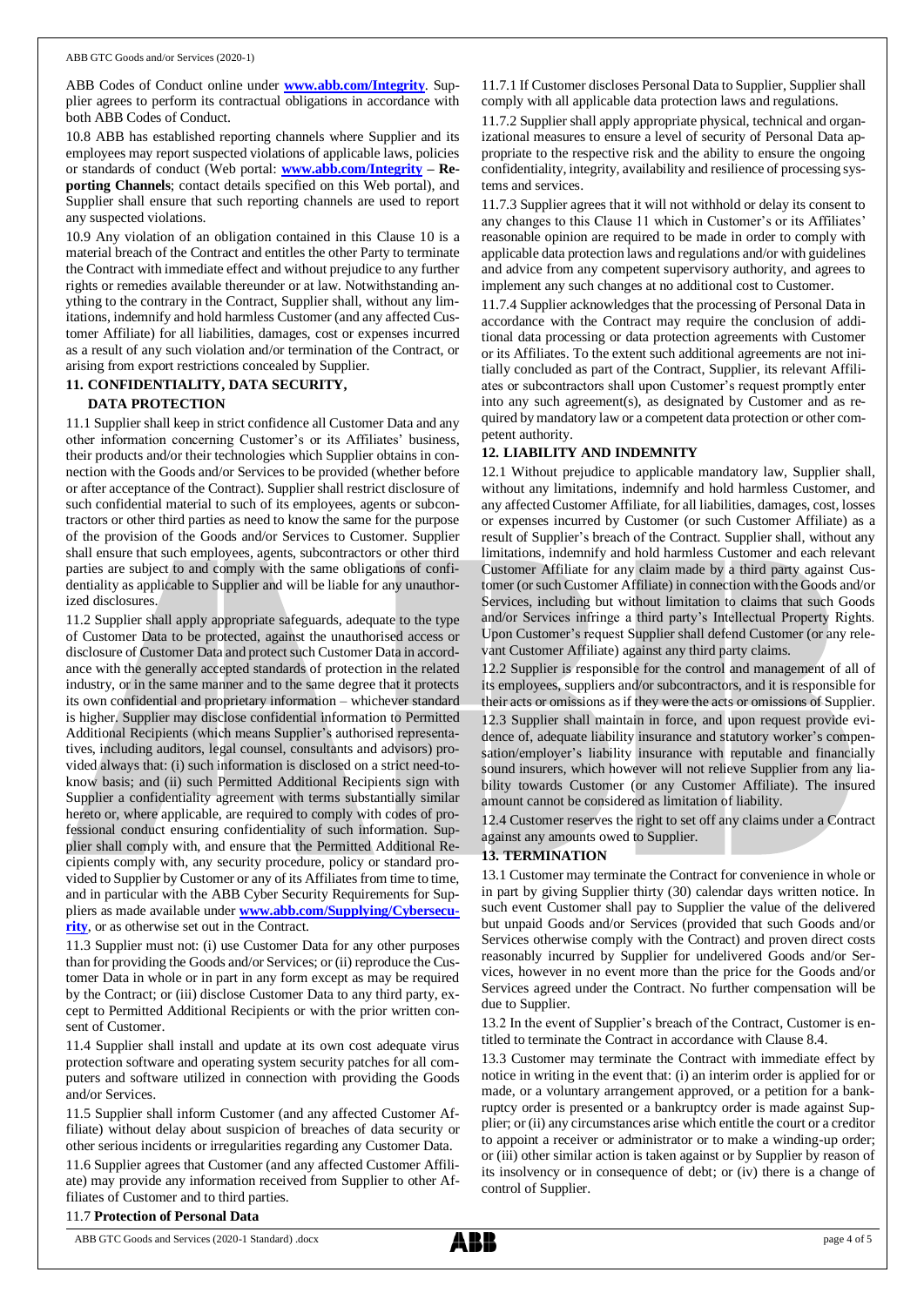ABB Codes of Conduct online under **www.abb.com/Integrity**. Supplier agrees to perform its contractual obligations in accordance with both ABB Codes of Conduct.

10.8 ABB has established reporting channels where Supplier and its employees may report suspected violations of applicable laws, policies or standards of conduct (Web portal: **www.abb.com/Integrity** – **Reporting Channels**; contact details specified on this Web portal), and Supplier shall ensure that such reporting channels are used to report any suspected violations.

10.9 Any violation of an obligation contained in this Clause 10 is a material breach of the Contract and entitles the other Party to terminate the Contract with immediate effect and without prejudice to any further rights or remedies available thereunder or at law. Notwithstanding anything to the contrary in the Contract, Supplier shall, without any limitations, indemnify and hold harmless Customer (and any affected Customer Affiliate) for all liabilities, damages, cost or expenses incurred as a result of any such violation and/or termination of the Contract, or arising from export restrictions concealed by Supplier.

## 11. CONFIDENTIALITY, DATA SECURITY, DATA PROTECTION

11.1 Supplier shall keep in strict confidence all Customer Data and any other information concerning Customer's or its Affiliates' business, their products and/or their technologies which Supplier obtains in connection with the Goods and/or Services to be provided (whether before or after acceptance of the Contract). Supplier shall restrict disclosure of such confidential material to such of its employees, agents or subcontractors or other third parties as need to know the same for the purpose of the provision of the Goods and/or Services to Customer. Supplier shall ensure that such employees, agents, subcontractors or other third parties are subject to and comply with the same obligations of confidentiality as applicable to Supplier and will be liable for any unauthorized disclosures.

11.2 Supplier shall apply appropriate safeguards, adequate to the type of Customer Data to be protected, against the unauthorised access or disclosure of Customer Data and protect such Customer Data in accordance with the generally accepted standards of protection in the related industry, or in the same manner and to the same degree that it protects its own confidential and proprietary information – whichever standard is higher. Supplier may disclose confidential information to Permitted Additional Recipients (which means Supplier's authorised representatives, including auditors, legal counsel, consultants and advisors) provided always that: (i) such information is disclosed on a strict need-to-know basis; and (ii) such Permitted Additional Recipients sign with Supplier a confidentiality agreement with terms substantially similar hereto or, where applicable, are required to comply with codes of professional conduct ensuring confidentiality of such information. Supplier shall comply with, and ensure that the Permitted Additional Recipients comply with, any security procedure, policy or standard provided to Supplier by Customer or any of its Affiliates from time to time, and in particular with the ABB Cyber Security Requirements for Suppliers as made available under **www.abb.com/Supplying/Cybersecurity**, or as otherwise set out in the Contract.

11.3 Supplier must not: (i) use Customer Data for any other purposes than for providing the Goods and/or Services; or (ii) reproduce the Customer Data in whole or in part in any form except as may be required by the Contract; or (iii) disclose Customer Data to any third party, except to Permitted Additional Recipients or with the prior written consent of Customer.

11.4 Supplier shall install and update at its own cost adequate virus protection software and operating system security patches for all computers and software utilized in connection with providing the Goods and/or Services.

11.5 Supplier shall inform Customer (and any affected Customer Affiliate) without delay about suspicion of breaches of data security or other serious incidents or irregularities regarding any Customer Data.

11.6 Supplier agrees that Customer (and any affected Customer Affiliate) may provide any information received from Supplier to other Affiliates of Customer and to third parties.

11.7 **Protection of Personal Data**

11.7.1 If Customer discloses Personal Data to Supplier, Supplier shall comply with all applicable data protection laws and regulations.

11.7.2 Supplier shall apply appropriate physical, technical and organizational measures to ensure a level of security of Personal Data appropriate to the respective risk and the ability to ensure the ongoing confidentiality, integrity, availability and resilience of processing systems and services.

11.7.3 Supplier agrees that it will not withhold or delay its consent to any changes to this Clause 11 which in Customer's or its Affiliates' reasonable opinion are required to be made in order to comply with applicable data protection laws and regulations and/or with guidelines and advice from any competent supervisory authority, and agrees to implement any such changes at no additional cost to Customer.

11.7.4 Supplier acknowledges that the processing of Personal Data in accordance with the Contract may require the conclusion of additional data processing or data protection agreements with Customer or its Affiliates. To the extent such additional agreements are not initially concluded as part of the Contract, Supplier, its relevant Affiliates or subcontractors shall upon Customer's request promptly enter into any such agreement(s), as designated by Customer and as required by mandatory law or a competent data protection or other competent authority.

## 12. LIABILITY AND INDEMNITY

12.1 Without prejudice to applicable mandatory law, Supplier shall, without any limitations, indemnify and hold harmless Customer, and any affected Customer Affiliate, for all liabilities, damages, cost, losses or expenses incurred by Customer (or such Customer Affiliate) as a result of Supplier's breach of the Contract. Supplier shall, without any limitations, indemnify and hold harmless Customer and each relevant Customer Affiliate for any claim made by a third party against Customer (or such Customer Affiliate) in connection with the Goods and/or Services, including but without limitation to claims that such Goods and/or Services infringe a third party's Intellectual Property Rights. Upon Customer's request Supplier shall defend Customer (or any relevant Customer Affiliate) against any third party claims.

12.2 Supplier is responsible for the control and management of all of its employees, suppliers and/or subcontractors, and it is responsible for their acts or omissions as if they were the acts or omissions of Supplier.

12.3 Supplier shall maintain in force, and upon request provide evidence of, adequate liability insurance and statutory worker's compensation/employer's liability insurance with reputable and financially sound insurers, which however will not relieve Supplier from any liability towards Customer (or any Customer Affiliate). The insured amount cannot be considered as limitation of liability.

12.4 Customer reserves the right to set off any claims under a Contract against any amounts owed to Supplier.

## 13. TERMINATION

13.1 Customer may terminate the Contract for convenience in whole or in part by giving Supplier thirty (30) calendar days written notice. In such event Customer shall pay to Supplier the value of the delivered but unpaid Goods and/or Services (provided that such Goods and/or Services otherwise comply with the Contract) and proven direct costs reasonably incurred by Supplier for undelivered Goods and/or Services, however in no event more than the price for the Goods and/or Services agreed under the Contract. No further compensation will be due to Supplier.

13.2 In the event of Supplier's breach of the Contract, Customer is entitled to terminate the Contract in accordance with Clause 8.4.

13.3 Customer may terminate the Contract with immediate effect by notice in writing in the event that: (i) an interim order is applied for or made, or a voluntary arrangement approved, or a petition for a bankruptcy order is presented or a bankruptcy order is made against Supplier; or (ii) any circumstances arise which entitle the court or a creditor to appoint a receiver or administrator or to make a winding-up order; or (iii) other similar action is taken against or by Supplier by reason of its insolvency or in consequence of debt; or (iv) there is a change of control of Supplier.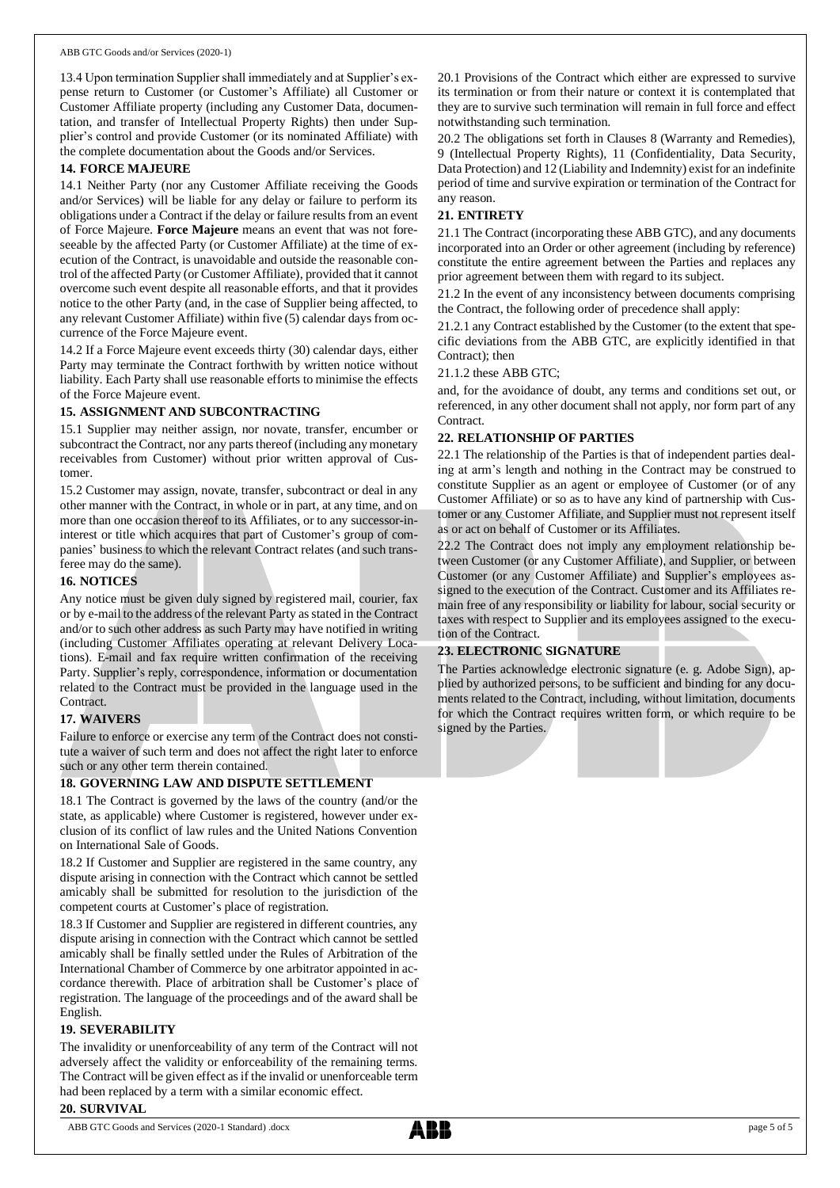13.4 Upon termination Supplier shall immediately and at Supplier's expense return to Customer (or Customer's Affiliate) all Customer or Customer Affiliate property (including any Customer Data, documentation, and transfer of Intellectual Property Rights) then under Supplier's control and provide Customer (or its nominated Affiliate) with the complete documentation about the Goods and/or Services.

## 14. FORCE MAJEURE

14.1 Neither Party (nor any Customer Affiliate receiving the Goods and/or Services) will be liable for any delay or failure to perform its obligations under a Contract if the delay or failure results from an event of Force Majeure. **Force Majeure** means an event that was not foreseeable by the affected Party (or Customer Affiliate) at the time of execution of the Contract, is unavoidable and outside the reasonable control of the affected Party (or Customer Affiliate), provided that it cannot overcome such event despite all reasonable efforts, and that it provides notice to the other Party (and, in the case of Supplier being affected, to any relevant Customer Affiliate) within five (5) calendar days from occurrence of the Force Majeure event.

14.2 If a Force Majeure event exceeds thirty (30) calendar days, either Party may terminate the Contract forthwith by written notice without liability. Each Party shall use reasonable efforts to minimise the effects of the Force Majeure event.

## 15. ASSIGNMENT AND SUBCONTRACTING

15.1 Supplier may neither assign, nor novate, transfer, encumber or subcontract the Contract, nor any parts thereof (including any monetary receivables from Customer) without prior written approval of Customer.

15.2 Customer may assign, novate, transfer, subcontract or deal in any other manner with the Contract, in whole or in part, at any time, and on more than one occasion thereof to its Affiliates, or to any successor-in-interest or title which acquires that part of Customer's group of companies' business to which the relevant Contract relates (and such transferee may do the same).

## 16. NOTICES

Any notice must be given duly signed by registered mail, courier, fax or by e-mail to the address of the relevant Party as stated in the Contract and/or to such other address as such Party may have notified in writing (including Customer Affiliates operating at relevant Delivery Locations). E-mail and fax require written confirmation of the receiving Party. Supplier's reply, correspondence, information or documentation related to the Contract must be provided in the language used in the Contract.

## 17. WAIVERS

Failure to enforce or exercise any term of the Contract does not constitute a waiver of such term and does not affect the right later to enforce such or any other term therein contained.

## 18. GOVERNING LAW AND DISPUTE SETTLEMENT

18.1 The Contract is governed by the laws of the country (and/or the state, as applicable) where Customer is registered, however under exclusion of its conflict of law rules and the United Nations Convention on International Sale of Goods.

18.2 If Customer and Supplier are registered in the same country, any dispute arising in connection with the Contract which cannot be settled amicably shall be submitted for resolution to the jurisdiction of the competent courts at Customer's place of registration.

18.3 If Customer and Supplier are registered in different countries, any dispute arising in connection with the Contract which cannot be settled amicably shall be finally settled under the Rules of Arbitration of the International Chamber of Commerce by one arbitrator appointed in accordance therewith. Place of arbitration shall be Customer's place of registration. The language of the proceedings and of the award shall be English.

## 19. SEVERABILITY

The invalidity or unenforceability of any term of the Contract will not adversely affect the validity or enforceability of the remaining terms. The Contract will be given effect as if the invalid or unenforceable term had been replaced by a term with a similar economic effect.

## 20. SURVIVAL

20.1 Provisions of the Contract which either are expressed to survive its termination or from their nature or context it is contemplated that they are to survive such termination will remain in full force and effect notwithstanding such termination.

20.2 The obligations set forth in Clauses 8 (Warranty and Remedies), 9 (Intellectual Property Rights), 11 (Confidentiality, Data Security, Data Protection) and 12 (Liability and Indemnity) exist for an indefinite period of time and survive expiration or termination of the Contract for any reason.

## 21. ENTIRETY

21.1 The Contract (incorporating these ABB GTC), and any documents incorporated into an Order or other agreement (including by reference) constitute the entire agreement between the Parties and replaces any prior agreement between them with regard to its subject.

21.2 In the event of any inconsistency between documents comprising the Contract, the following order of precedence shall apply:

21.2.1 any Contract established by the Customer (to the extent that specific deviations from the ABB GTC, are explicitly identified in that Contract); then

21.1.2 these ABB GTC;

and, for the avoidance of doubt, any terms and conditions set out, or referenced, in any other document shall not apply, nor form part of any Contract.

## 22. RELATIONSHIP OF PARTIES

22.1 The relationship of the Parties is that of independent parties dealing at arm's length and nothing in the Contract may be construed to constitute Supplier as an agent or employee of Customer (or of any Customer Affiliate) or so as to have any kind of partnership with Customer or any Customer Affiliate, and Supplier must not represent itself as or act on behalf of Customer or its Affiliates.

22.2 The Contract does not imply any employment relationship between Customer (or any Customer Affiliate), and Supplier, or between Customer (or any Customer Affiliate) and Supplier's employees assigned to the execution of the Contract. Customer and its Affiliates remain free of any responsibility or liability for labour, social security or taxes with respect to Supplier and its employees assigned to the execution of the Contract.

## 23. ELECTRONIC SIGNATURE

The Parties acknowledge electronic signature (e. g. Adobe Sign), applied by authorized persons, to be sufficient and binding for any documents related to the Contract, including, without limitation, documents for which the Contract requires written form, or which require to be signed by the Parties.